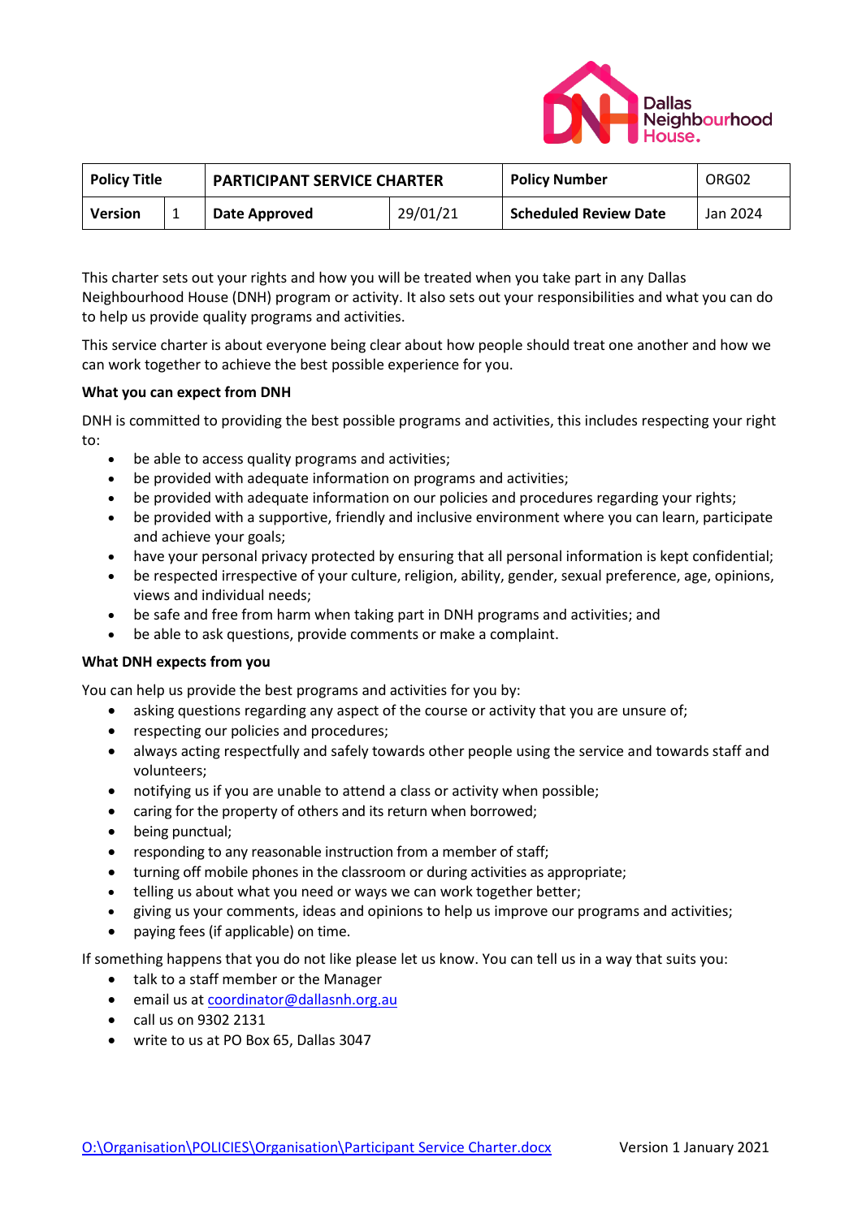| Policy Title | | PARTICIPANT SERVICE CHARTER | | Policy Number | ORG02 |
|---|---|---|---|---|---|
| Version | 1 | Date Approved | 29/01/21 | Scheduled Review Date | Jan 2024 |

This charter sets out your rights and how you will be treated when you take part in any Dallas Neighbourhood House (DNH) program or activity. It also sets out your responsibilities and what you can do to help us provide quality programs and activities.

This service charter is about everyone being clear about how people should treat one another and how we can work together to achieve the best possible experience for you.

**What you can expect from DNH**

DNH is committed to providing the best possible programs and activities, this includes respecting your right to:

- be able to access quality programs and activities;
- be provided with adequate information on programs and activities;
- be provided with adequate information on our policies and procedures regarding your rights;
- be provided with a supportive, friendly and inclusive environment where you can learn, participate and achieve your goals;
- have your personal privacy protected by ensuring that all personal information is kept confidential;
- be respected irrespective of your culture, religion, ability, gender, sexual preference, age, opinions, views and individual needs;
- be safe and free from harm when taking part in DNH programs and activities; and
- be able to ask questions, provide comments or make a complaint.

**What DNH expects from you**

You can help us provide the best programs and activities for you by:

- asking questions regarding any aspect of the course or activity that you are unsure of;
- respecting our policies and procedures;
- always acting respectfully and safely towards other people using the service and towards staff and volunteers;
- notifying us if you are unable to attend a class or activity when possible;
- caring for the property of others and its return when borrowed;
- being punctual;
- responding to any reasonable instruction from a member of staff;
- turning off mobile phones in the classroom or during activities as appropriate;
- telling us about what you need or ways we can work together better;
- giving us your comments, ideas and opinions to help us improve our programs and activities;
- paying fees (if applicable) on time.

If something happens that you do not like please let us know. You can tell us in a way that suits you:

- talk to a staff member or the Manager
- email us at coordinator@dallasnh.org.au
- call us on 9302 2131
- write to us at PO Box 65, Dallas 3047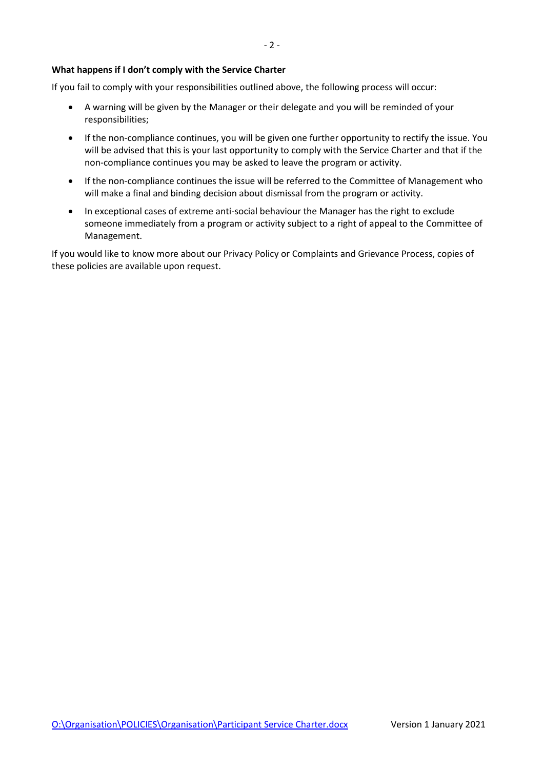**What happens if I don't comply with the Service Charter**

If you fail to comply with your responsibilities outlined above, the following process will occur:

- A warning will be given by the Manager or their delegate and you will be reminded of your responsibilities;
- If the non-compliance continues, you will be given one further opportunity to rectify the issue. You will be advised that this is your last opportunity to comply with the Service Charter and that if the non-compliance continues you may be asked to leave the program or activity.
- If the non-compliance continues the issue will be referred to the Committee of Management who will make a final and binding decision about dismissal from the program or activity.
- In exceptional cases of extreme anti-social behaviour the Manager has the right to exclude someone immediately from a program or activity subject to a right of appeal to the Committee of Management.

If you would like to know more about our Privacy Policy or Complaints and Grievance Process, copies of these policies are available upon request.